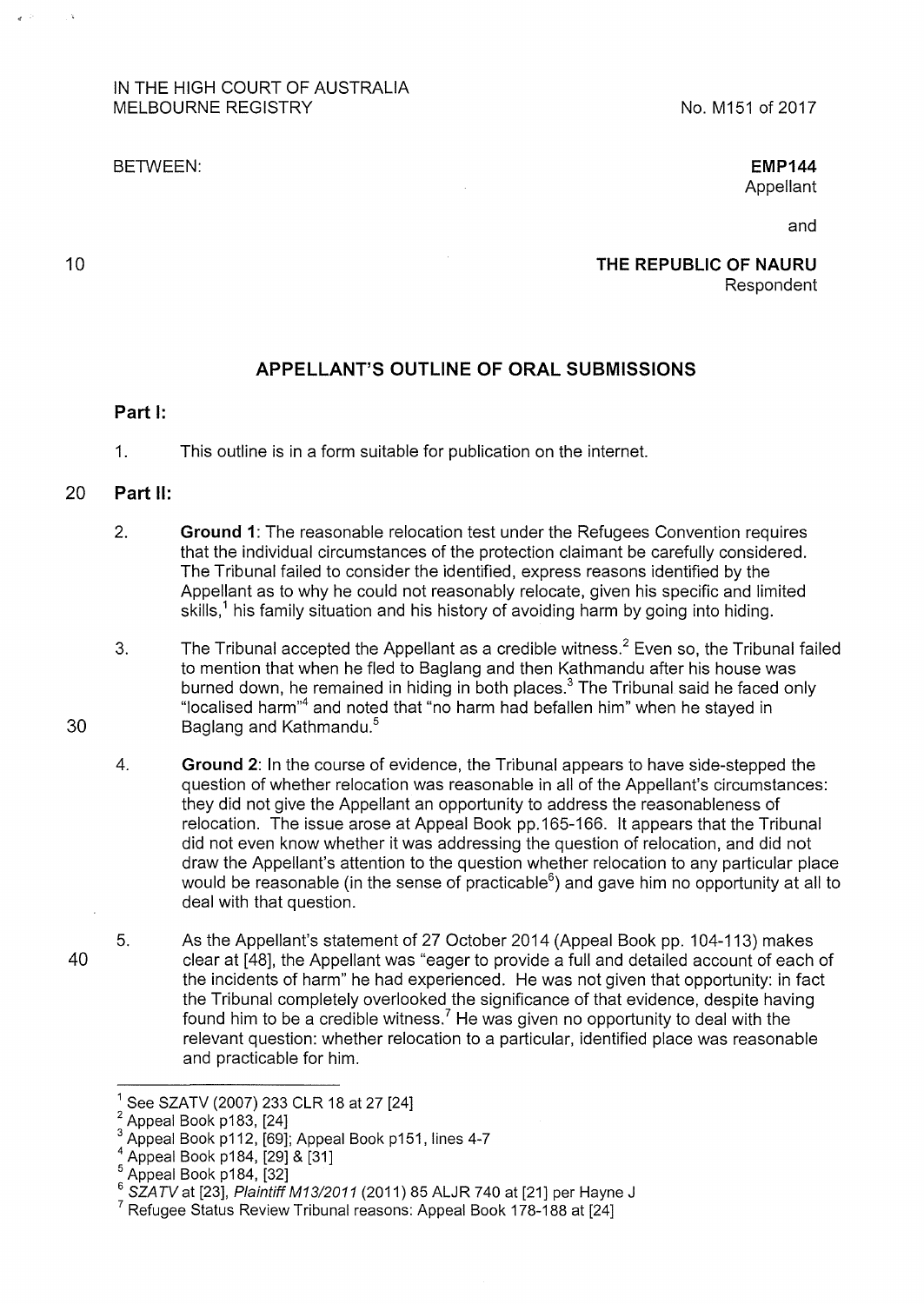IN THE HIGH COURT OF AUSTRALIA
MELBOURNE REGISTRY

No. M151 of 2017

BETWEEN:

**EMP144**
Appellant

and

**THE REPUBLIC OF NAURU**
Respondent

## APPELLANT'S OUTLINE OF ORAL SUBMISSIONS

### Part I:

1. This outline is in a form suitable for publication on the internet.

### Part II:

2. **Ground 1**: The reasonable relocation test under the Refugees Convention requires that the individual circumstances of the protection claimant be carefully considered. The Tribunal failed to consider the identified, express reasons identified by the Appellant as to why he could not reasonably relocate, given his specific and limited skills,[1] his family situation and his history of avoiding harm by going into hiding.

3. The Tribunal accepted the Appellant as a credible witness.[2] Even so, the Tribunal failed to mention that when he fled to Baglang and then Kathmandu after his house was burned down, he remained in hiding in both places.[3] The Tribunal said he faced only "localised harm"[4] and noted that "no harm had befallen him" when he stayed in Baglang and Kathmandu.[5]

4. **Ground 2**: In the course of evidence, the Tribunal appears to have side-stepped the question of whether relocation was reasonable in all of the Appellant's circumstances: they did not give the Appellant an opportunity to address the reasonableness of relocation. The issue arose at Appeal Book pp.165-166. It appears that the Tribunal did not even know whether it was addressing the question of relocation, and did not draw the Appellant's attention to the question whether relocation to any particular place would be reasonable (in the sense of practicable[6]) and gave him no opportunity at all to deal with that question.

5. As the Appellant's statement of 27 October 2014 (Appeal Book pp. 104-113) makes clear at [48], the Appellant was "eager to provide a full and detailed account of each of the incidents of harm" he had experienced. He was not given that opportunity: in fact the Tribunal completely overlooked the significance of that evidence, despite having found him to be a credible witness.[7] He was given no opportunity to deal with the relevant question: whether relocation to a particular, identified place was reasonable and practicable for him.

---

[1] See SZATV (2007) 233 CLR 18 at 27 [24]

[2] Appeal Book p183, [24]

[3] Appeal Book p112, [69]; Appeal Book p151, lines 4-7

[4] Appeal Book p184, [29] & [31]

[5] Appeal Book p184, [32]

[6] *SZATV* at [23], *Plaintiff M13/2011* (2011) 85 ALJR 740 at [21] per Hayne J

[7] Refugee Status Review Tribunal reasons: Appeal Book 178-188 at [24]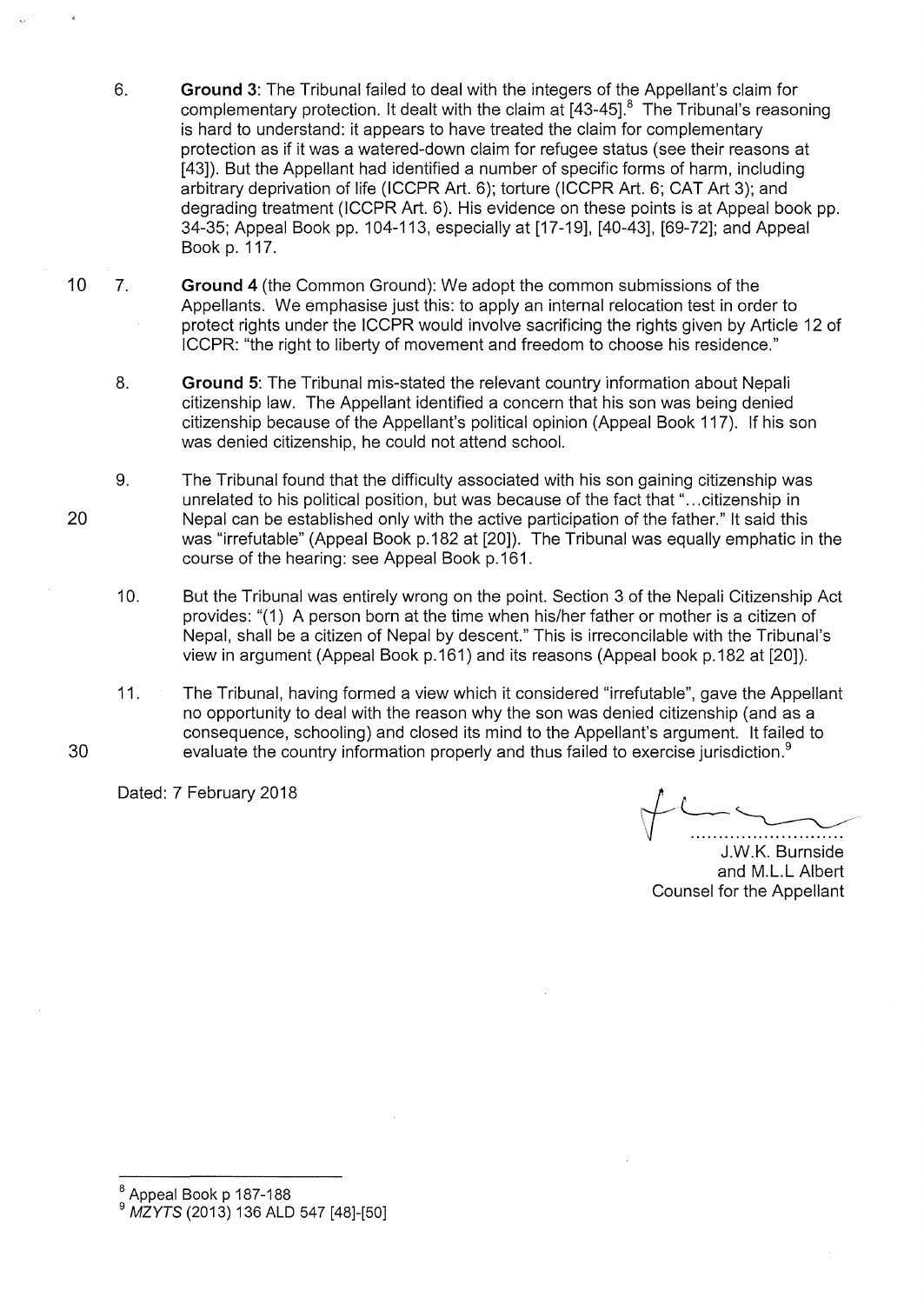6. **Ground 3**: The Tribunal failed to deal with the integers of the Appellant's claim for complementary protection. It dealt with the claim at [43-45].[8] The Tribunal's reasoning is hard to understand: it appears to have treated the claim for complementary protection as if it was a watered-down claim for refugee status (see their reasons at [43]). But the Appellant had identified a number of specific forms of harm, including arbitrary deprivation of life (ICCPR Art. 6); torture (ICCPR Art. 6; CAT Art 3); and degrading treatment (ICCPR Art. 6). His evidence on these points is at Appeal book pp. 34-35; Appeal Book pp. 104-113, especially at [17-19], [40-43], [69-72]; and Appeal Book p. 117.

7. **Ground 4** (the Common Ground): We adopt the common submissions of the Appellants. We emphasise just this: to apply an internal relocation test in order to protect rights under the ICCPR would involve sacrificing the rights given by Article 12 of ICCPR: "the right to liberty of movement and freedom to choose his residence."

8. **Ground 5**: The Tribunal mis-stated the relevant country information about Nepali citizenship law. The Appellant identified a concern that his son was being denied citizenship because of the Appellant's political opinion (Appeal Book 117). If his son was denied citizenship, he could not attend school.

9. The Tribunal found that the difficulty associated with his son gaining citizenship was unrelated to his political position, but was because of the fact that "...citizenship in Nepal can be established only with the active participation of the father." It said this was "irrefutable" (Appeal Book p.182 at [20]). The Tribunal was equally emphatic in the course of the hearing: see Appeal Book p.161.

10. But the Tribunal was entirely wrong on the point. Section 3 of the Nepali Citizenship Act provides: "(1) A person born at the time when his/her father or mother is a citizen of Nepal, shall be a citizen of Nepal by descent." This is irreconcilable with the Tribunal's view in argument (Appeal Book p.161) and its reasons (Appeal book p.182 at [20]).

11. The Tribunal, having formed a view which it considered "irrefutable", gave the Appellant no opportunity to deal with the reason why the son was denied citizenship (and as a consequence, schooling) and closed its mind to the Appellant's argument. It failed to evaluate the country information properly and thus failed to exercise jurisdiction.[9]

Dated: 7 February 2018

J.W.K. Burnside
and M.L.L Albert
Counsel for the Appellant

---

[8] Appeal Book p 187-188

[9] *MZYTS* (2013) 136 ALD 547 [48]-[50]